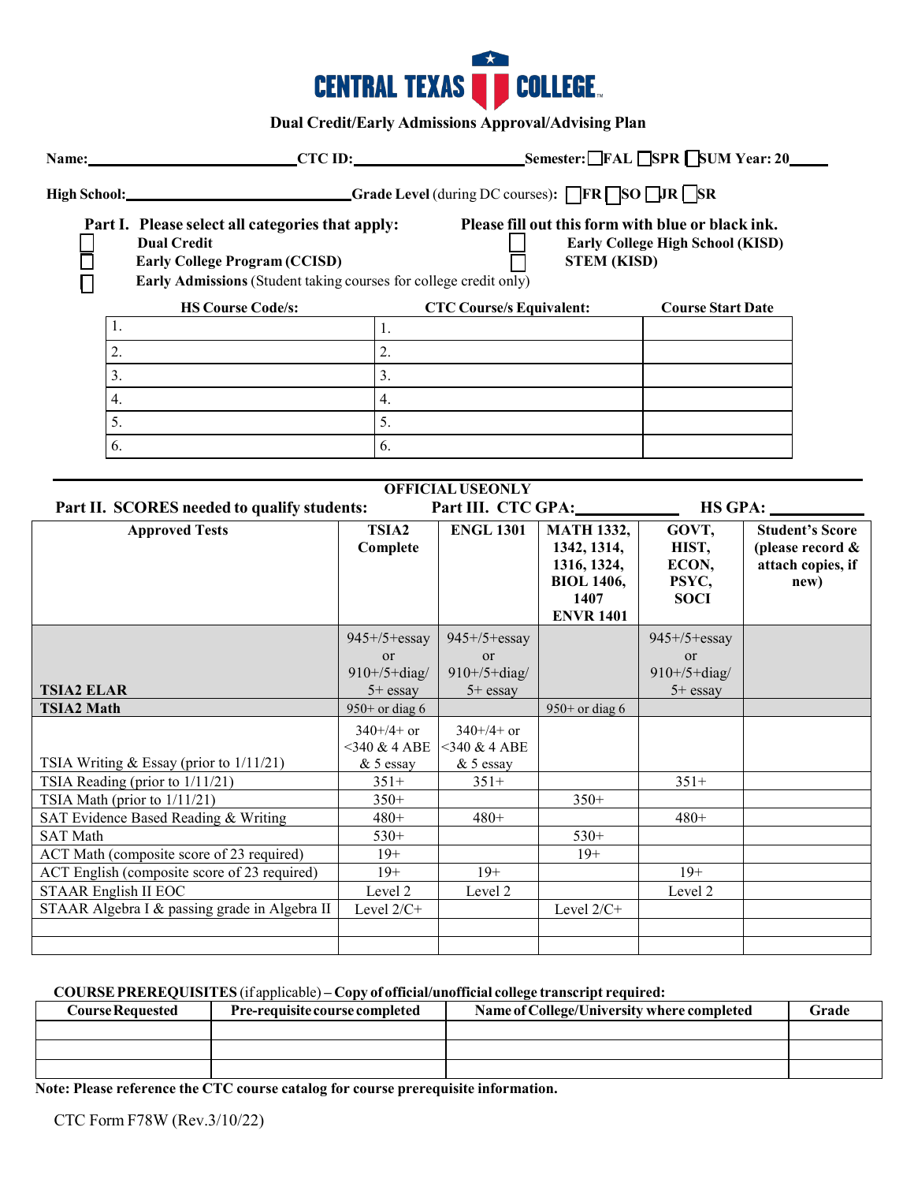# CENTRAL TEXAS COLLEGE

## Dual Credit/Early Admissions Approval/Advising Plan

**Name:**\_\_\_\_\_\_\_\_\_\_\_\_\_\_\_\_\_\_\_\_\_\_\_\_\_\_**CTC ID:**\_\_\_\_\_\_\_\_\_\_\_\_\_\_\_\_\_\_\_\_\_\_**Semester:** ☐**FAL** ☐**SPR** ☐**SUM Year: 20**\_\_\_\_\_

**High School:**\_\_\_\_\_\_\_\_\_\_\_\_\_\_\_\_\_\_\_\_\_\_\_\_\_\_\_\_\_**Grade Level** (during DC courses): ☐**FR** ☐**SO** ☐**JR** ☐**SR**

**Part I. Please select all categories that apply:**

**Please fill out this form with blue or black ink.**

- ☐ **Dual Credit**
- ☐ **Early College Program (CCISD)**
- ☐ **Early Admissions** (Student taking courses for college credit only)
- ☐ **Early College High School (KISD)**
- ☐ **STEM (KISD)**

| HS Course Code/s: | CTC Course/s Equivalent: | Course Start Date |
|---|---|---|
| 1. | 1. | |
| 2. | 2. | |
| 3. | 3. | |
| 4. | 4. | |
| 5. | 5. | |
| 6. | 6. | |

---

**OFFICIAL USE ONLY**

**Part II. SCORES needed to qualify students:** **Part III. CTC GPA:**\_\_\_\_\_\_\_\_\_\_\_\_ **HS GPA:** \_\_\_\_\_\_\_\_\_\_\_\_

| Approved Tests | TSIA2 Complete | ENGL 1301 | MATH 1332, 1342, 1314, 1316, 1324, BIOL 1406, 1407 ENVR 1401 | GOVT, HIST, ECON, PSYC, SOCI | Student's Score (please record & attach copies, if new) |
|---|---|---|---|---|---|
| **TSIA2 ELAR** | 945+/5+essay or 910+/5+diag/ 5+ essay | 945+/5+essay or 910+/5+diag/ 5+ essay | | 945+/5+essay or 910+/5+diag/ 5+ essay | |
| **TSIA2 Math** | 950+ or diag 6 | | 950+ or diag 6 | | |
| TSIA Writing & Essay (prior to 1/11/21) | 340+/4+ or <340 & 4 ABE & 5 essay | 340+/4+ or <340 & 4 ABE & 5 essay | | | |
| TSIA Reading (prior to 1/11/21) | 351+ | 351+ | | 351+ | |
| TSIA Math (prior to 1/11/21) | 350+ | | 350+ | | |
| SAT Evidence Based Reading & Writing | 480+ | 480+ | | 480+ | |
| SAT Math | 530+ | | 530+ | | |
| ACT Math (composite score of 23 required) | 19+ | | 19+ | | |
| ACT English (composite score of 23 required) | 19+ | 19+ | | 19+ | |
| STAAR English II EOC | Level 2 | Level 2 | | Level 2 | |
| STAAR Algebra I & passing grade in Algebra II | Level 2/C+ | | Level 2/C+ | | |
| | | | | | |
| | | | | | |

**COURSE PREREQUISITES** (if applicable) **– Copy of official/unofficial college transcript required:**

| Course Requested | Pre-requisite course completed | Name of College/University where completed | Grade |
|---|---|---|---|
| | | | |
| | | | |
| | | | |

**Note: Please reference the CTC course catalog for course prerequisite information.**

CTC Form F78W (Rev.3/10/22)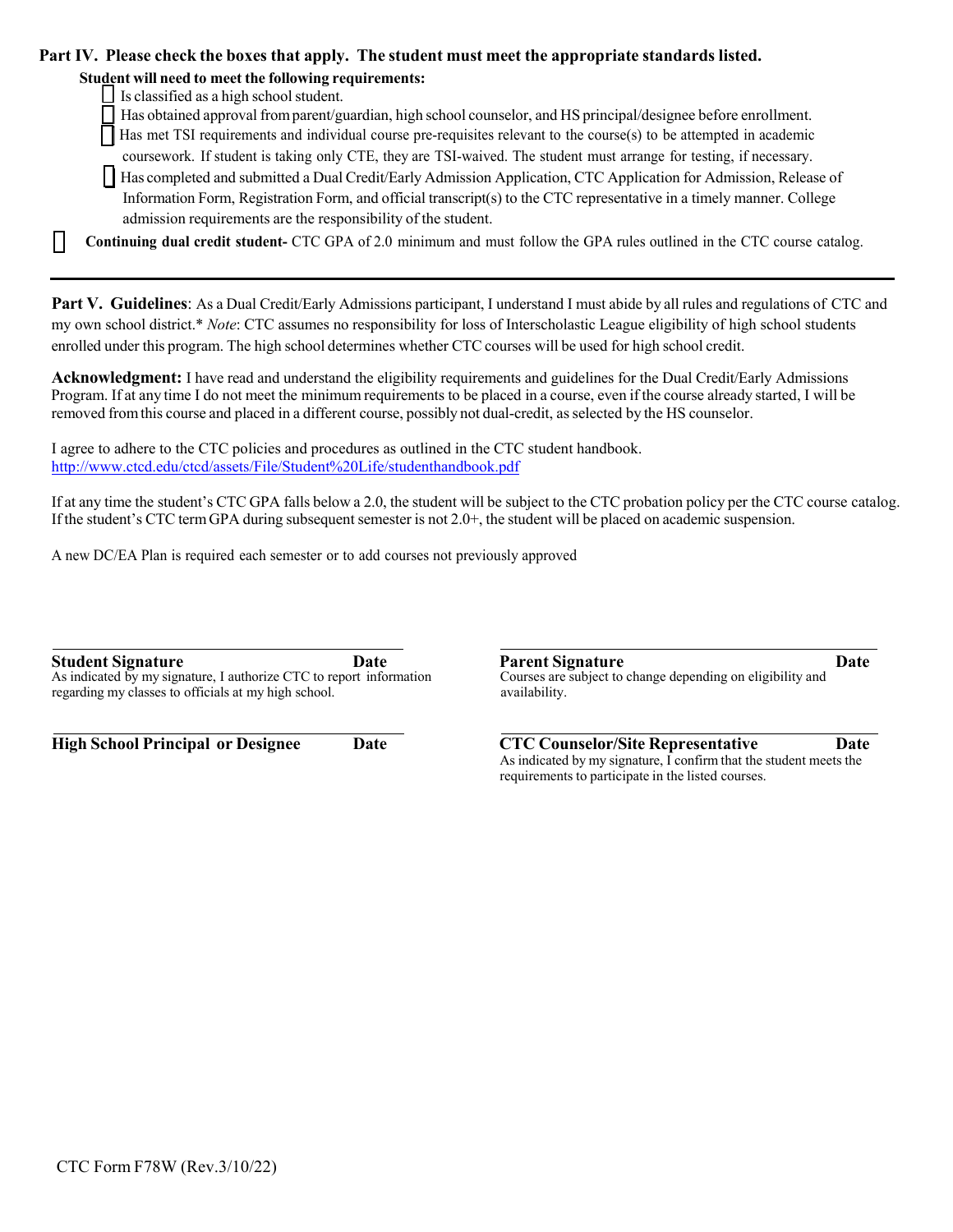**Part IV. Please check the boxes that apply. The student must meet the appropriate standards listed.**

**Student will need to meet the following requirements:**

- ☐ Is classified as a high school student.
- ☐ Has obtained approval from parent/guardian, high school counselor, and HS principal/designee before enrollment.
- ☐ Has met TSI requirements and individual course pre-requisites relevant to the course(s) to be attempted in academic coursework. If student is taking only CTE, they are TSI-waived. The student must arrange for testing, if necessary.
- ☐ Has completed and submitted a Dual Credit/Early Admission Application, CTC Application for Admission, Release of Information Form, Registration Form, and official transcript(s) to the CTC representative in a timely manner. College admission requirements are the responsibility of the student.

☐ **Continuing dual credit student-** CTC GPA of 2.0 minimum and must follow the GPA rules outlined in the CTC course catalog.

---

**Part V. Guidelines**: As a Dual Credit/Early Admissions participant, I understand I must abide by all rules and regulations of CTC and my own school district.* *Note*: CTC assumes no responsibility for loss of Interscholastic League eligibility of high school students enrolled under this program. The high school determines whether CTC courses will be used for high school credit.

**Acknowledgment:** I have read and understand the eligibility requirements and guidelines for the Dual Credit/Early Admissions Program. If at any time I do not meet the minimum requirements to be placed in a course, even if the course already started, I will be removed from this course and placed in a different course, possibly not dual-credit, as selected by the HS counselor.

I agree to adhere to the CTC policies and procedures as outlined in the CTC student handbook.
http://www.ctcd.edu/ctcd/assets/File/Student%20Life/studenthandbook.pdf

If at any time the student's CTC GPA falls below a 2.0, the student will be subject to the CTC probation policy per the CTC course catalog. If the student's CTC term GPA during subsequent semester is not 2.0+, the student will be placed on academic suspension.

A new DC/EA Plan is required each semester or to add courses not previously approved

______________________________ 
**Student Signature** **Date**
As indicated by my signature, I authorize CTC to report information regarding my classes to officials at my high school.

______________________________ 
**Parent Signature** **Date**
Courses are subject to change depending on eligibility and availability.

______________________________ 
**High School Principal or Designee** **Date**

______________________________ 
**CTC Counselor/Site Representative** **Date**
As indicated by my signature, I confirm that the student meets the requirements to participate in the listed courses.

CTC Form F78W (Rev.3/10/22)